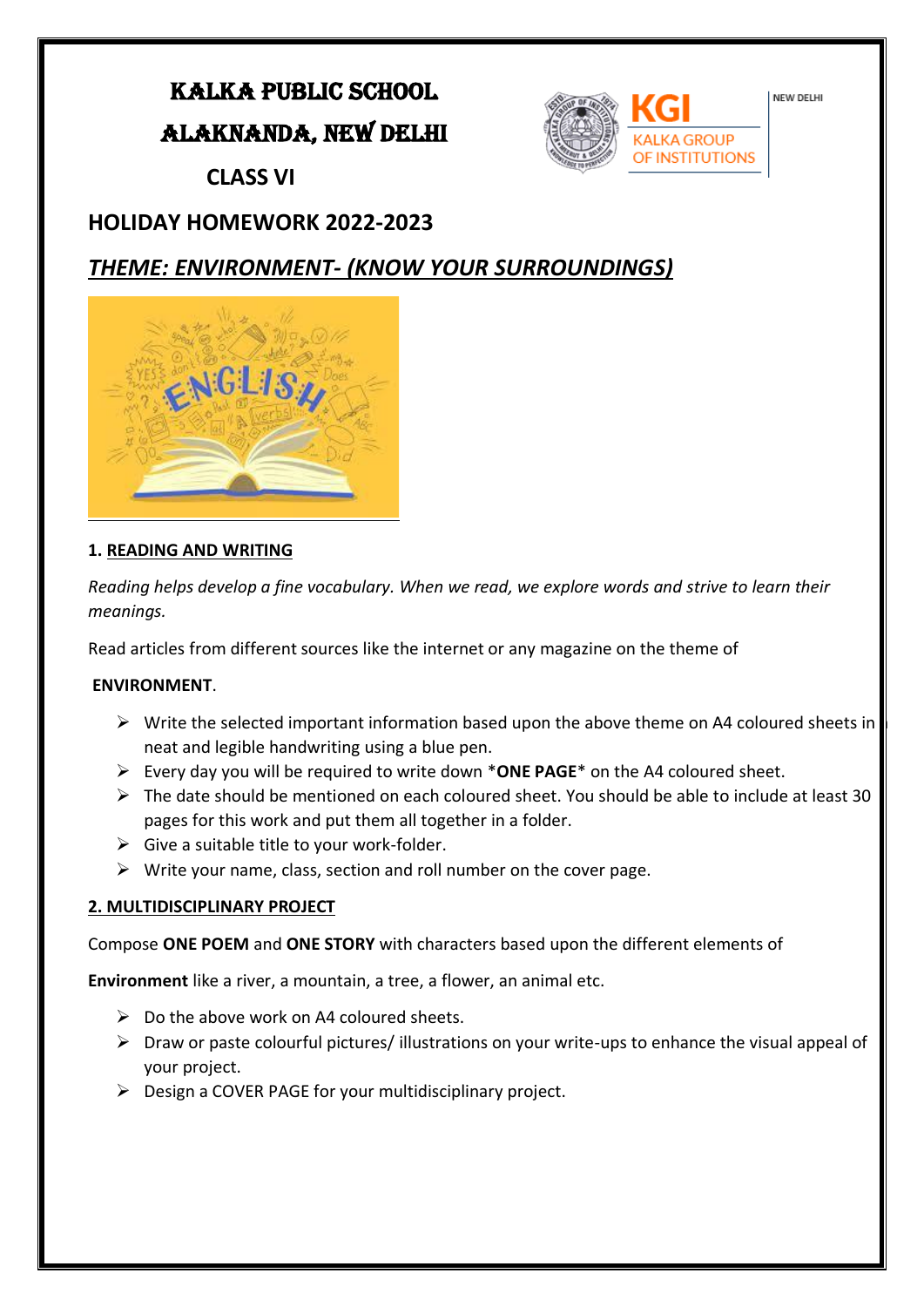# KALKA PUBLIC SCHOOL

# ALAKNANDA, NEW DELHI

## CLASS VI

## HOLIDAY HOMEWORK 2022-2023

## *THEME: ENVIRONMENT- (KNOW YOUR SURROUNDINGS)*

### 1. READING AND WRITING

*Reading helps develop a fine vocabulary. When we read, we explore words and strive to learn their meanings.*

Read articles from different sources like the internet or any magazine on the theme of

**ENVIRONMENT**.

- Write the selected important information based upon the above theme on A4 coloured sheets in neat and legible handwriting using a blue pen.
- Every day you will be required to write down ***ONE PAGE*** on the A4 coloured sheet.
- The date should be mentioned on each coloured sheet. You should be able to include at least 30 pages for this work and put them all together in a folder.
- Give a suitable title to your work-folder.
- Write your name, class, section and roll number on the cover page.

### 2. MULTIDISCIPLINARY PROJECT

Compose **ONE POEM** and **ONE STORY** with characters based upon the different elements of **Environment** like a river, a mountain, a tree, a flower, an animal etc.

- Do the above work on A4 coloured sheets.
- Draw or paste colourful pictures/ illustrations on your write-ups to enhance the visual appeal of your project.
- Design a COVER PAGE for your multidisciplinary project.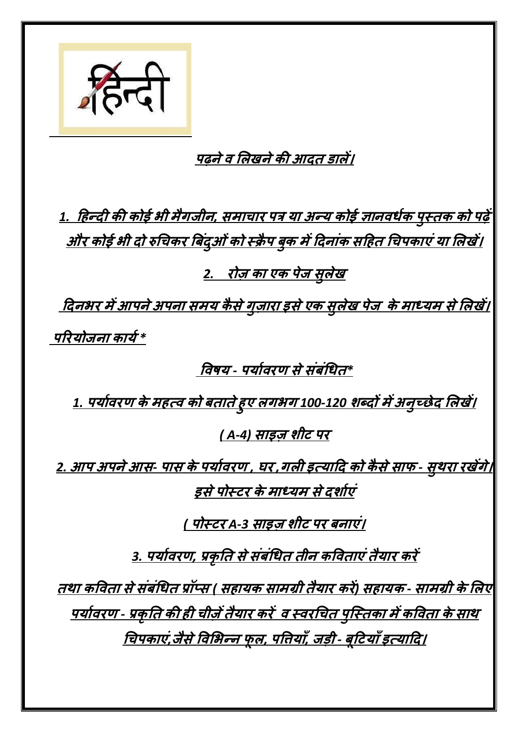# हिन्दी

## पढ़ने व लिखने की आदत डालें।

1. हिन्दी की कोई भी मैगजीन, समाचार पत्र या अन्य कोई ज्ञानवर्धक पुस्तक को पढ़ें और कोई भी दो रुचिकर बिंदुओं को स्क्रैप बुक में दिनांक सहित चिपकाएं या लिखें।

2. रोज़ का एक पेज सुलेख

दिनभर में आपने अपना समय कैसे गुज़ारा इसे एक सुलेख पेज के माध्यम से लिखें।

**परियोजना कार्य ***

**विषय - पर्यावरण से संबंधित***

1. पर्यावरण के महत्व को बताते हुए लगभग 100-120 शब्दों में अनुच्छेद लिखें।

( A-4) साइज़ शीट पर

2. आप अपने आस- पास के पर्यावरण , घर ,गली इत्यादि को कैसे साफ - सुथरा रखेंगे। इसे पोस्टर के माध्यम से दर्शाएं

( पोस्टर A-3 साइज़ शीट पर बनाएं।

3. पर्यावरण, प्रकृति से संबंधित तीन कविताएं तैयार करें

तथा कविता से संबंधित प्रॉप्स ( सहायक सामग्री तैयार करें) सहायक - सामग्री के लिए पर्यावरण - प्रकृति की ही चीज़ें तैयार करें व स्वरचित पुस्तिका में कविता के साथ चिपकाएं,जैसे विभिन्न फूल, पत्तियाँ, जड़ी - बूटियाँ इत्यादि।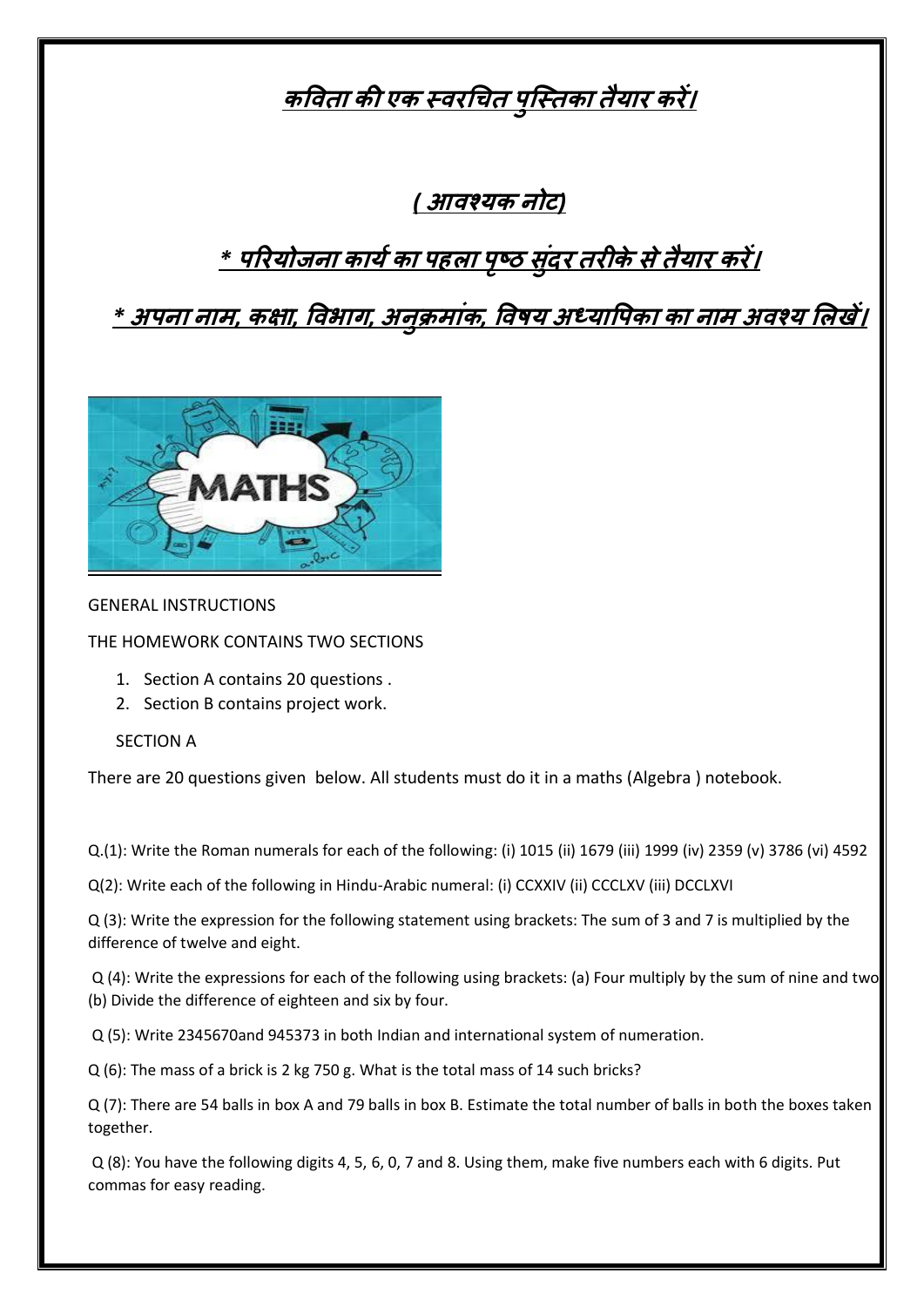# *कविता की एक स्वरचित पुस्तिका तैयार करें।*

## *( आवश्यक नोट)*

## *\* परियोजना कार्य का पहला पृष्ठ सुंदर तरीके से तैयार करें।*

## *\* अपना नाम, कक्षा, विभाग, अनुक्रमांक, विषय अध्यापिका का नाम अवश्य लिखें।*

GENERAL INSTRUCTIONS

THE HOMEWORK CONTAINS TWO SECTIONS

1. Section A contains 20 questions .
2. Section B contains project work.

SECTION A

There are 20 questions given below. All students must do it in a maths (Algebra ) notebook.

Q.(1): Write the Roman numerals for each of the following: (i) 1015 (ii) 1679 (iii) 1999 (iv) 2359 (v) 3786 (vi) 4592

Q(2): Write each of the following in Hindu-Arabic numeral: (i) CCXXIV (ii) CCCLXV (iii) DCCLXVI

Q (3): Write the expression for the following statement using brackets: The sum of 3 and 7 is multiplied by the difference of twelve and eight.

Q (4): Write the expressions for each of the following using brackets: (a) Four multiply by the sum of nine and two (b) Divide the difference of eighteen and six by four.

Q (5): Write 2345670and 945373 in both Indian and international system of numeration.

Q (6): The mass of a brick is 2 kg 750 g. What is the total mass of 14 such bricks?

Q (7): There are 54 balls in box A and 79 balls in box B. Estimate the total number of balls in both the boxes taken together.

Q (8): You have the following digits 4, 5, 6, 0, 7 and 8. Using them, make five numbers each with 6 digits. Put commas for easy reading.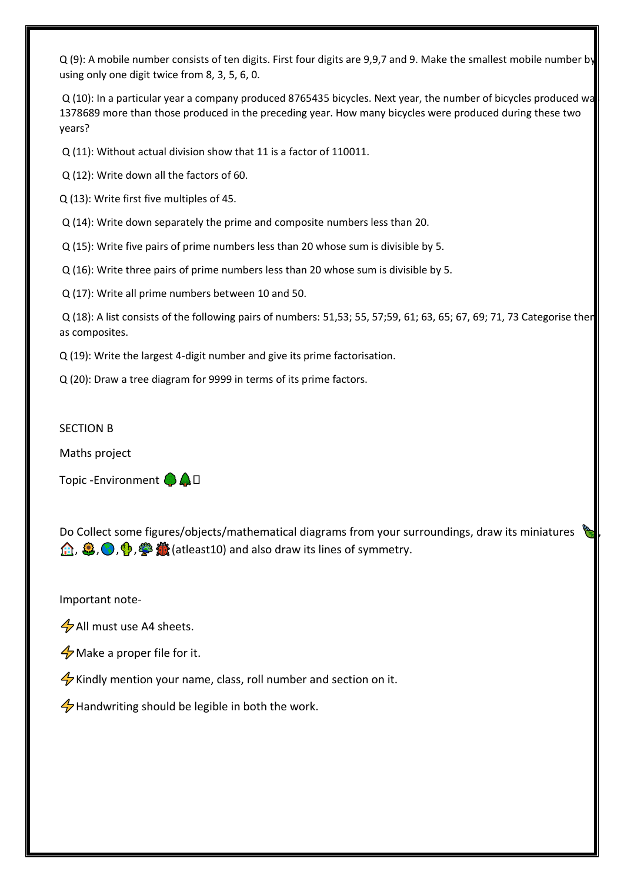Q (9): A mobile number consists of ten digits. First four digits are 9,9,7 and 9. Make the smallest mobile number by using only one digit twice from 8, 3, 5, 6, 0.

Q (10): In a particular year a company produced 8765435 bicycles. Next year, the number of bicycles produced was 1378689 more than those produced in the preceding year. How many bicycles were produced during these two years?

Q (11): Without actual division show that 11 is a factor of 110011.

Q (12): Write down all the factors of 60.

Q (13): Write first five multiples of 45.

Q (14): Write down separately the prime and composite numbers less than 20.

Q (15): Write five pairs of prime numbers less than 20 whose sum is divisible by 5.

Q (16): Write three pairs of prime numbers less than 20 whose sum is divisible by 5.

Q (17): Write all prime numbers between 10 and 50.

Q (18): A list consists of the following pairs of numbers: 51,53; 55, 57;59, 61; 63, 65; 67, 69; 71, 73 Categorise them as composites.

Q (19): Write the largest 4-digit number and give its prime factorisation.

Q (20): Draw a tree diagram for 9999 in terms of its prime factors.

SECTION B

Maths project

Topic -Environment 🌳🌲

Do Collect some figures/objects/mathematical diagrams from your surroundings, draw its miniatures 🍃, 🏠, 🌻, 🌎, 🌵, 🌳🐞(atleast10) and also draw its lines of symmetry.

Important note-

⚡All must use A4 sheets.

⚡Make a proper file for it.

⚡Kindly mention your name, class, roll number and section on it.

⚡Handwriting should be legible in both the work.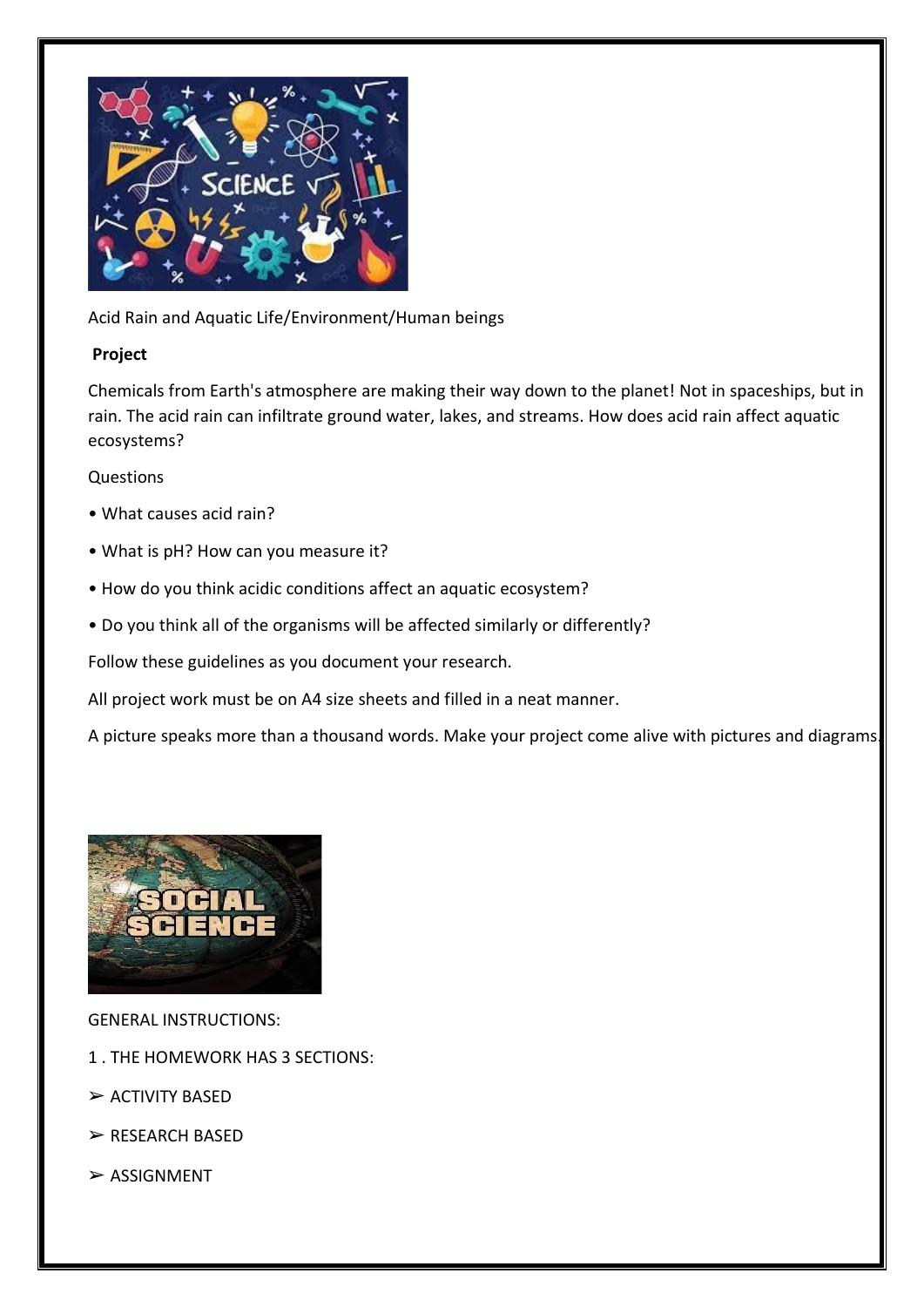Acid Rain and Aquatic Life/Environment/Human beings

**Project**

Chemicals from Earth's atmosphere are making their way down to the planet! Not in spaceships, but in rain. The acid rain can infiltrate ground water, lakes, and streams. How does acid rain affect aquatic ecosystems?

Questions

- What causes acid rain?
- What is pH? How can you measure it?
- How do you think acidic conditions affect an aquatic ecosystem?
- Do you think all of the organisms will be affected similarly or differently?

Follow these guidelines as you document your research.

All project work must be on A4 size sheets and filled in a neat manner.

A picture speaks more than a thousand words. Make your project come alive with pictures and diagrams.

GENERAL INSTRUCTIONS:

1 . THE HOMEWORK HAS 3 SECTIONS:

- ACTIVITY BASED
- RESEARCH BASED
- ASSIGNMENT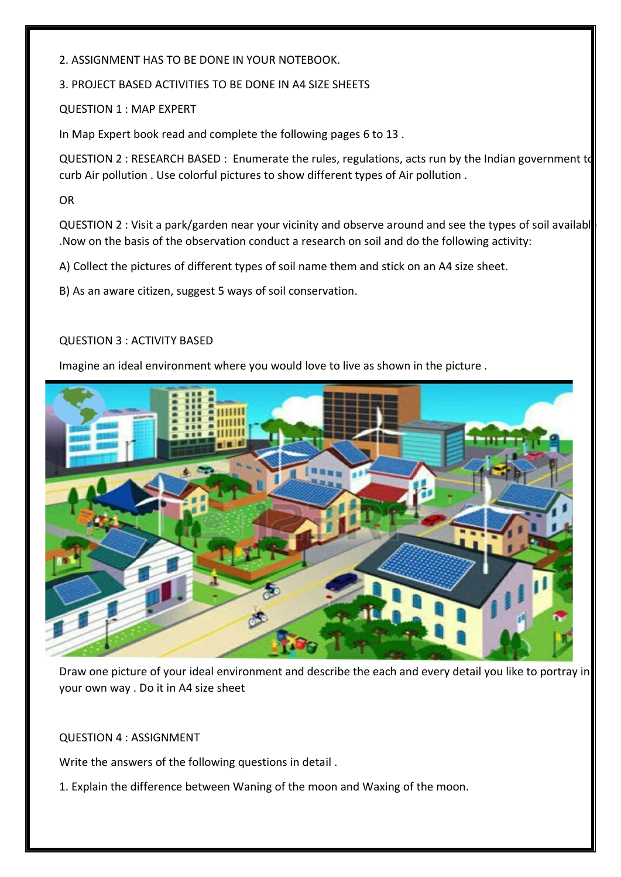2. ASSIGNMENT HAS TO BE DONE IN YOUR NOTEBOOK.

3. PROJECT BASED ACTIVITIES TO BE DONE IN A4 SIZE SHEETS

QUESTION 1 : MAP EXPERT

In Map Expert book read and complete the following pages 6 to 13 .

QUESTION 2 : RESEARCH BASED : Enumerate the rules, regulations, acts run by the Indian government to curb Air pollution . Use colorful pictures to show different types of Air pollution .

OR

QUESTION 2 : Visit a park/garden near your vicinity and observe around and see the types of soil available .Now on the basis of the observation conduct a research on soil and do the following activity:

A) Collect the pictures of different types of soil name them and stick on an A4 size sheet.

B) As an aware citizen, suggest 5 ways of soil conservation.

QUESTION 3 : ACTIVITY BASED

Imagine an ideal environment where you would love to live as shown in the picture .

Draw one picture of your ideal environment and describe the each and every detail you like to portray in your own way . Do it in A4 size sheet

QUESTION 4 : ASSIGNMENT

Write the answers of the following questions in detail .

1. Explain the difference between Waning of the moon and Waxing of the moon.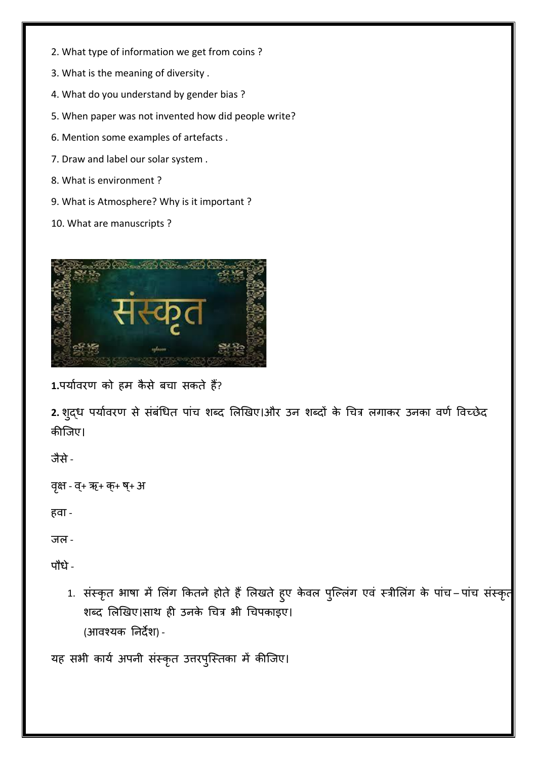2. What type of information we get from coins ?

3. What is the meaning of diversity .

4. What do you understand by gender bias ?

5. When paper was not invented how did people write?

6. Mention some examples of artefacts .

7. Draw and label our solar system .

8. What is environment ?

9. What is Atmosphere? Why is it important ?

10. What are manuscripts ?

संस्कृत

**1.**पर्यावरण को हम कैसे बचा सकते हैं?

**2.** शुद्ध पर्यावरण से संबंधित पांच शब्द लिखिए।और उन शब्दों के चित्र लगाकर उनका वर्ण विच्छेद कीजिए।

जैसे -

वृक्ष - व्+ ऋ+ क्+ ष्+ अ

हवा -

जल -

पौधे -

1. संस्कृत भाषा में लिंग कितने होते हैं लिखते हुए केवल पुल्लिंग एवं स्त्रीलिंग के पांच – पांच संस्कृत शब्द लिखिए।साथ ही उनके चित्र भी चिपकाइए।
   (आवश्यक निर्देश) -

यह सभी कार्य अपनी संस्कृत उत्तरपुस्तिका में कीजिए।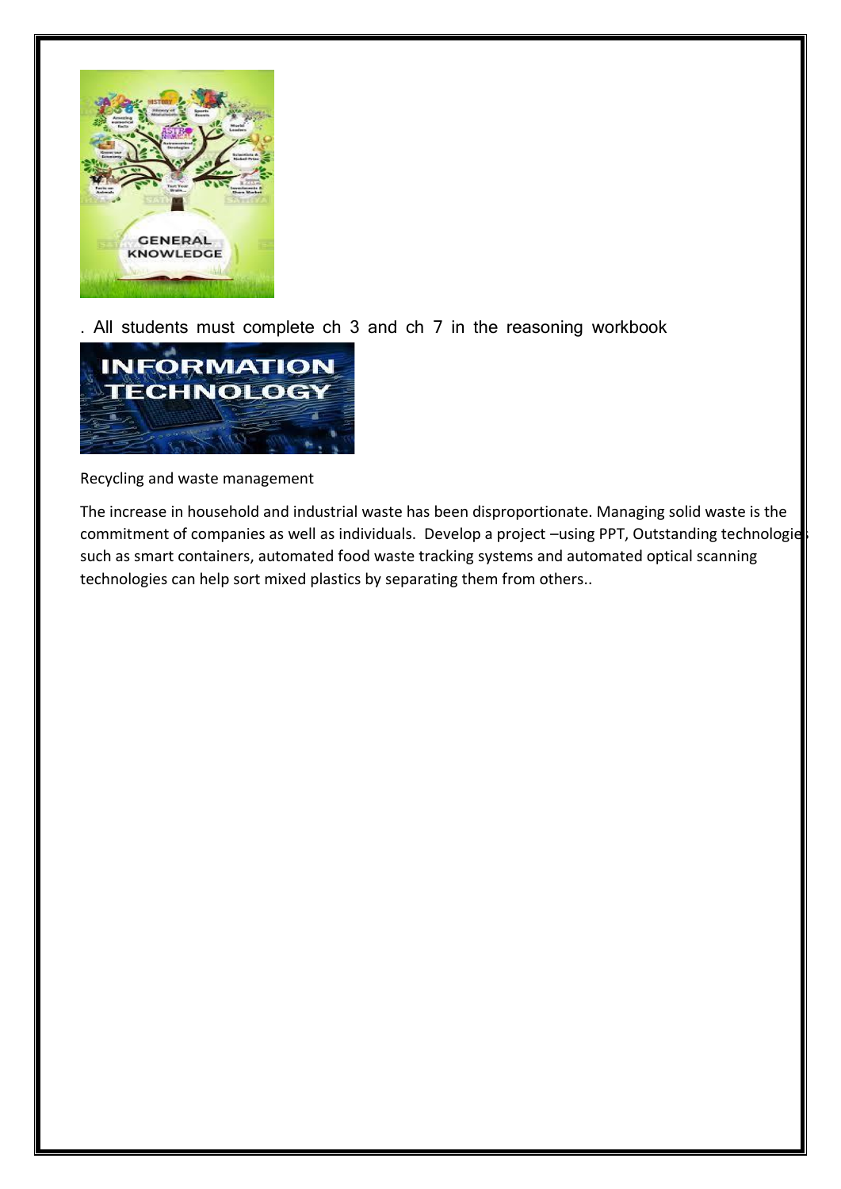GENERAL KNOWLEDGE

. All students must complete ch 3 and ch 7 in the reasoning workbook

INFORMATION TECHNOLOGY

Recycling and waste management

The increase in household and industrial waste has been disproportionate. Managing solid waste is the commitment of companies as well as individuals. Develop a project –using PPT, Outstanding technologies such as smart containers, automated food waste tracking systems and automated optical scanning technologies can help sort mixed plastics by separating them from others..